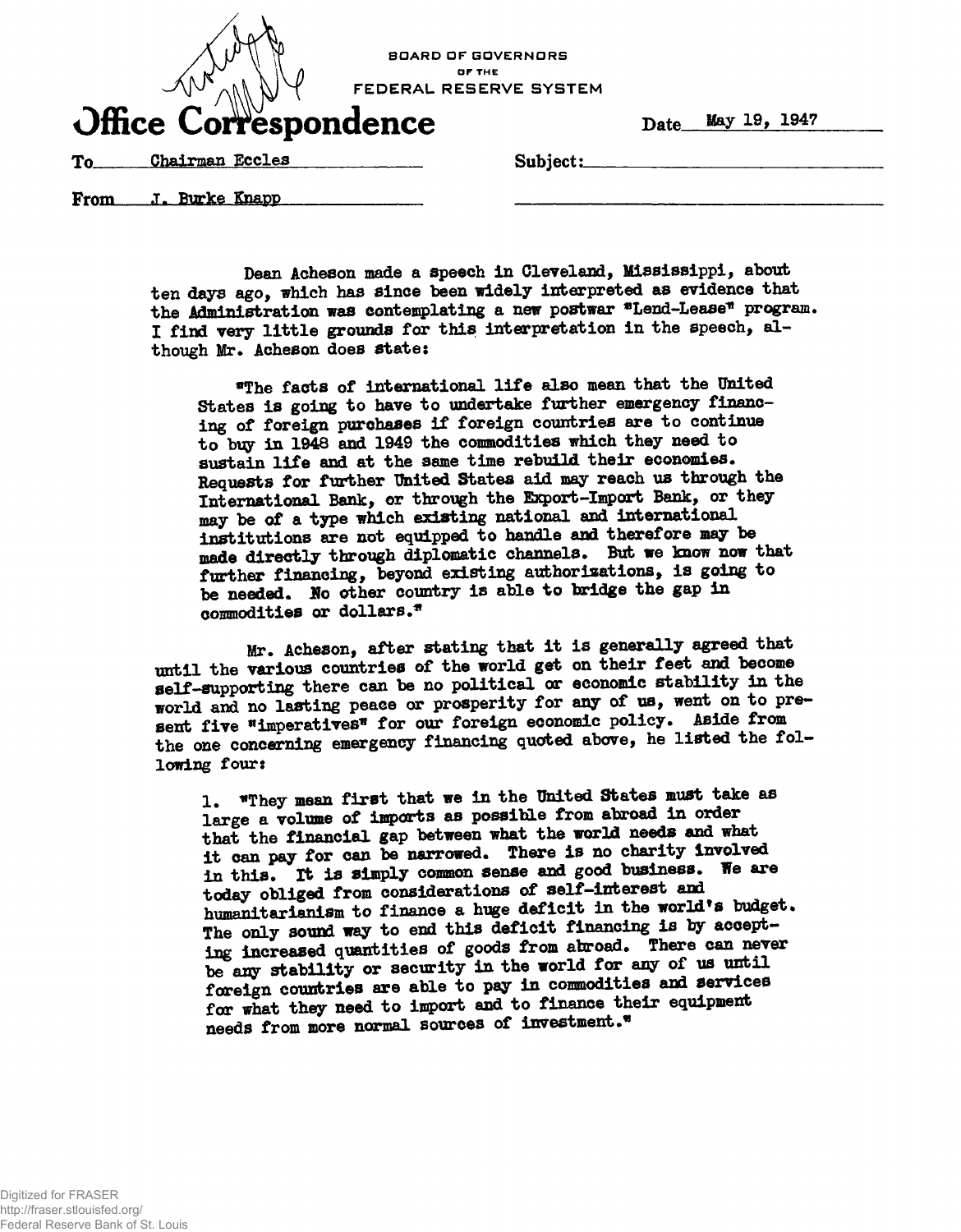BOARD OF GOVERNORS
OF THE
FEDERAL RESERVE SYSTEM

# Office Correspondence

Date May 19, 1947

To Chairman Eccles

Subject:

From J. Burke Knapp

Dean Acheson made a speech in Cleveland, Mississippi, about ten days ago, which has since been widely interpreted as evidence that the Administration was contemplating a new postwar "Lend-Lease" program. I find very little grounds for this interpretation in the speech, although Mr. Acheson does state:

> "The facts of international life also mean that the United States is going to have to undertake further emergency financing of foreign purchases if foreign countries are to continue to buy in 1948 and 1949 the commodities which they need to sustain life and at the same time rebuild their economies. Requests for further United States aid may reach us through the International Bank, or through the Export-Import Bank, or they may be of a type which existing national and international institutions are not equipped to handle and therefore may be made directly through diplomatic channels. But we know now that further financing, beyond existing authorizations, is going to be needed. No other country is able to bridge the gap in commodities or dollars."

Mr. Acheson, after stating that it is generally agreed that until the various countries of the world get on their feet and become self-supporting there can be no political or economic stability in the world and no lasting peace or prosperity for any of us, went on to present five "imperatives" for our foreign economic policy. Aside from the one concerning emergency financing quoted above, he listed the following four:

> 1. "They mean first that we in the United States must take as large a volume of imports as possible from abroad in order that the financial gap between what the world needs and what it can pay for can be narrowed. There is no charity involved in this. It is simply common sense and good business. We are today obliged from considerations of self-interest and humanitarianism to finance a huge deficit in the world's budget. The only sound way to end this deficit financing is by accepting increased quantities of goods from abroad. There can never be any stability or security in the world for any of us until foreign countries are able to pay in commodities and services for what they need to import and to finance their equipment needs from more normal sources of investment."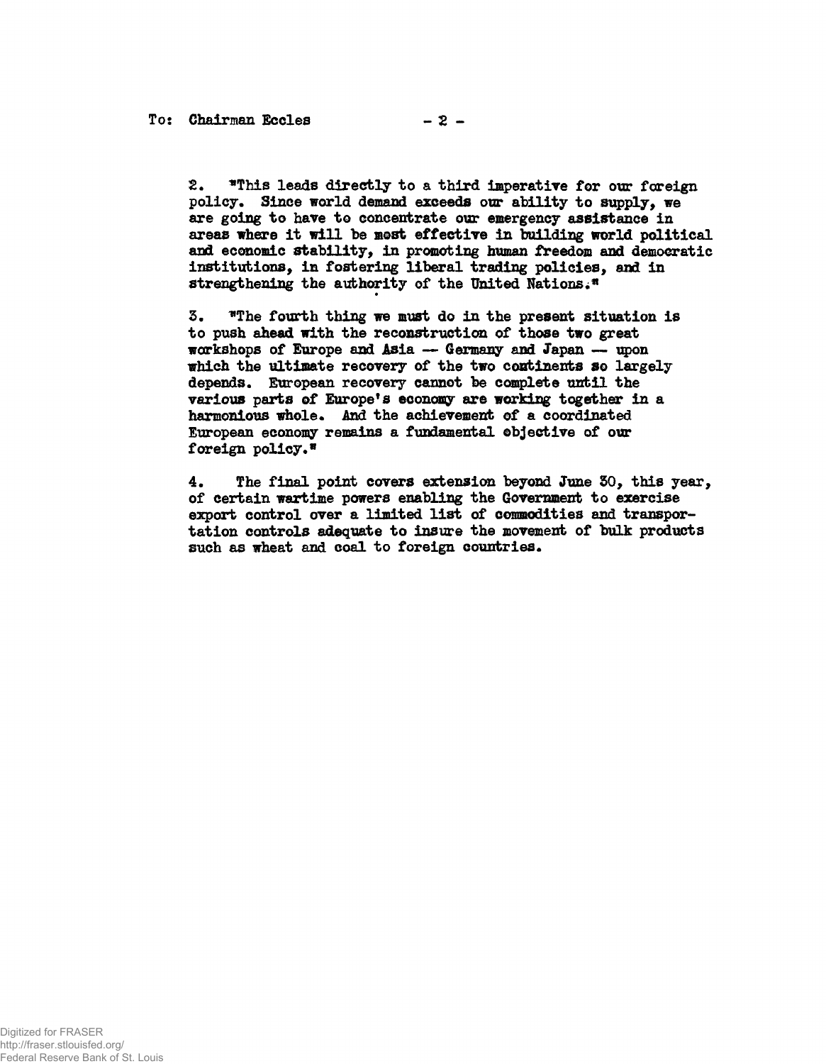2. "This leads directly to a third imperative for our foreign policy. Since world demand exceeds our ability to supply, we are going to have to concentrate our emergency assistance in areas where it will be most effective in building world political and economic stability, in promoting human freedom and democratic institutions, in fostering liberal trading policies, and in strengthening the authority of the United Nations."

3. "The fourth thing we must do in the present situation is to push ahead with the reconstruction of those two great workshops of Europe and Asia -- Germany and Japan -- upon which the ultimate recovery of the two continents so largely depends. European recovery cannot be complete until the various parts of Europe's economy are working together in a harmonious whole. And the achievement of a coordinated European economy remains a fundamental objective of our foreign policy."

4. The final point covers extension beyond June 30, this year, of certain wartime powers enabling the Government to exercise export control over a limited list of commodities and transportation controls adequate to insure the movement of bulk products such as wheat and coal to foreign countries.